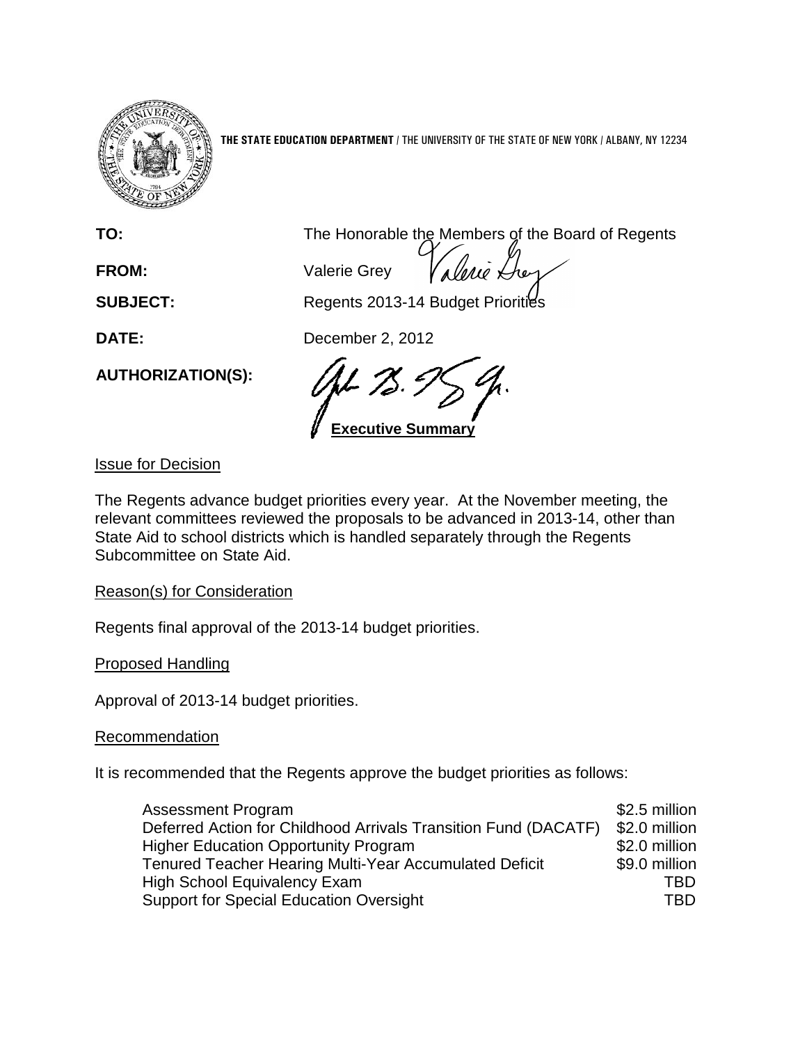**THE STATE EDUCATION DEPARTMENT** / THE UNIVERSITY OF THE STATE OF NEW YORK / ALBANY, NY 12234

**TO:** The Honorable the Members of the Board of Regents

**FROM:** Valerie Grey

**SUBJECT:** Regents 2013-14 Budget Priorities

**DATE:** December 2, 2012

**AUTHORIZATION(S):**

**Executive Summary**

Issue for Decision

The Regents advance budget priorities every year. At the November meeting, the relevant committees reviewed the proposals to be advanced in 2013-14, other than State Aid to school districts which is handled separately through the Regents Subcommittee on State Aid.

Reason(s) for Consideration

Regents final approval of the 2013-14 budget priorities.

Proposed Handling

Approval of 2013-14 budget priorities.

Recommendation

It is recommended that the Regents approve the budget priorities as follows:

| | |
|---|---|
| Assessment Program | \$2.5 million |
| Deferred Action for Childhood Arrivals Transition Fund (DACATF) | \$2.0 million |
| Higher Education Opportunity Program | \$2.0 million |
| Tenured Teacher Hearing Multi-Year Accumulated Deficit | \$9.0 million |
| High School Equivalency Exam | TBD |
| Support for Special Education Oversight | TBD |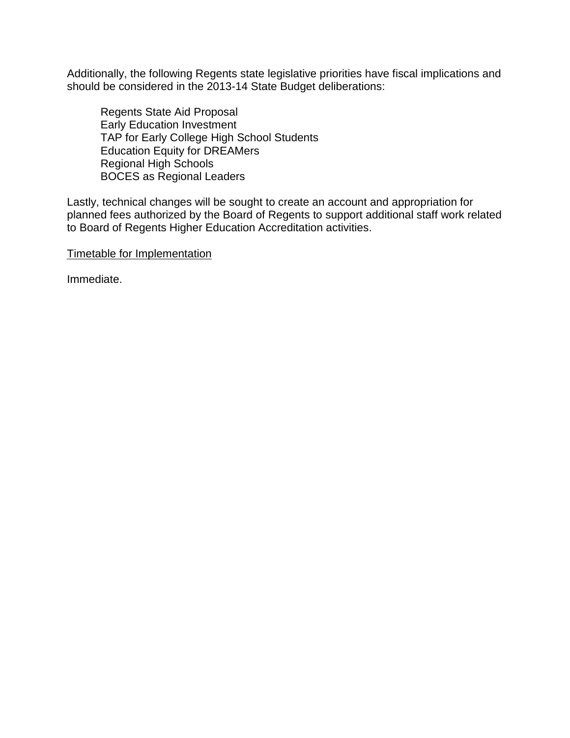Additionally, the following Regents state legislative priorities have fiscal implications and should be considered in the 2013-14 State Budget deliberations:

- Regents State Aid Proposal
- Early Education Investment
- TAP for Early College High School Students
- Education Equity for DREAMers
- Regional High Schools
- BOCES as Regional Leaders

Lastly, technical changes will be sought to create an account and appropriation for planned fees authorized by the Board of Regents to support additional staff work related to Board of Regents Higher Education Accreditation activities.

<u>Timetable for Implementation</u>

Immediate.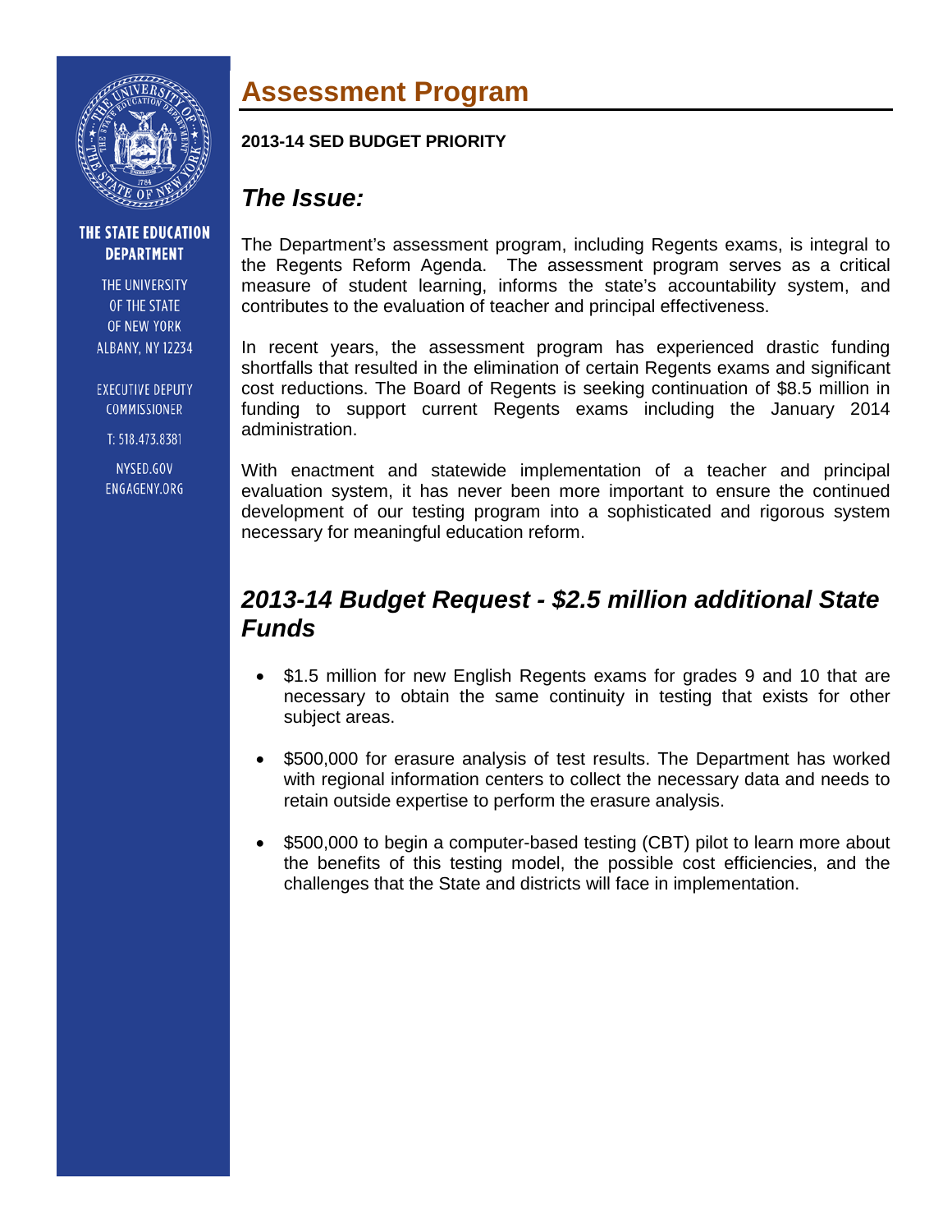# Assessment Program

**2013-14 SED BUDGET PRIORITY**

THE STATE EDUCATION DEPARTMENT

THE UNIVERSITY OF THE STATE OF NEW YORK
ALBANY, NY 12234

EXECUTIVE DEPUTY COMMISSIONER

T: 518.473.8381

NYSED.GOV
ENGAGENY.ORG

## *The Issue:*

The Department's assessment program, including Regents exams, is integral to the Regents Reform Agenda. The assessment program serves as a critical measure of student learning, informs the state's accountability system, and contributes to the evaluation of teacher and principal effectiveness.

In recent years, the assessment program has experienced drastic funding shortfalls that resulted in the elimination of certain Regents exams and significant cost reductions. The Board of Regents is seeking continuation of $8.5 million in funding to support current Regents exams including the January 2014 administration.

With enactment and statewide implementation of a teacher and principal evaluation system, it has never been more important to ensure the continued development of our testing program into a sophisticated and rigorous system necessary for meaningful education reform.

## *2013-14 Budget Request - $2.5 million additional State Funds*

- $1.5 million for new English Regents exams for grades 9 and 10 that are necessary to obtain the same continuity in testing that exists for other subject areas.

- $500,000 for erasure analysis of test results. The Department has worked with regional information centers to collect the necessary data and needs to retain outside expertise to perform the erasure analysis.

- $500,000 to begin a computer-based testing (CBT) pilot to learn more about the benefits of this testing model, the possible cost efficiencies, and the challenges that the State and districts will face in implementation.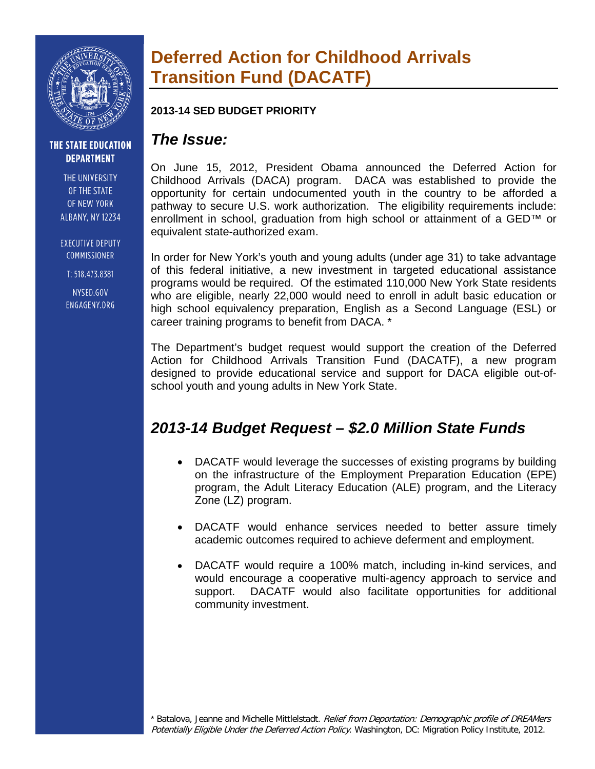THE STATE EDUCATION DEPARTMENT

THE UNIVERSITY OF THE STATE OF NEW YORK
ALBANY, NY 12234

EXECUTIVE DEPUTY COMMISSIONER

T: 518.473.8381

NYSED.GOV
ENGAGENY.ORG

# Deferred Action for Childhood Arrivals Transition Fund (DACATF)

**2013-14 SED BUDGET PRIORITY**

## *The Issue:*

On June 15, 2012, President Obama announced the Deferred Action for Childhood Arrivals (DACA) program. DACA was established to provide the opportunity for certain undocumented youth in the country to be afforded a pathway to secure U.S. work authorization. The eligibility requirements include: enrollment in school, graduation from high school or attainment of a GED™ or equivalent state-authorized exam.

In order for New York's youth and young adults (under age 31) to take advantage of this federal initiative, a new investment in targeted educational assistance programs would be required. Of the estimated 110,000 New York State residents who are eligible, nearly 22,000 would need to enroll in adult basic education or high school equivalency preparation, English as a Second Language (ESL) or career training programs to benefit from DACA. *

The Department's budget request would support the creation of the Deferred Action for Childhood Arrivals Transition Fund (DACATF), a new program designed to provide educational service and support for DACA eligible out-of-school youth and young adults in New York State.

## *2013-14 Budget Request – $2.0 Million State Funds*

- DACATF would leverage the successes of existing programs by building on the infrastructure of the Employment Preparation Education (EPE) program, the Adult Literacy Education (ALE) program, and the Literacy Zone (LZ) program.
- DACATF would enhance services needed to better assure timely academic outcomes required to achieve deferment and employment.
- DACATF would require a 100% match, including in-kind services, and would encourage a cooperative multi-agency approach to service and support. DACATF would also facilitate opportunities for additional community investment.

* Batalova, Jeanne and Michelle Mittlelstadt. *Relief from Deportation: Demographic profile of DREAMers Potentially Eligible Under the Deferred Action Policy.* Washington, DC: Migration Policy Institute, 2012.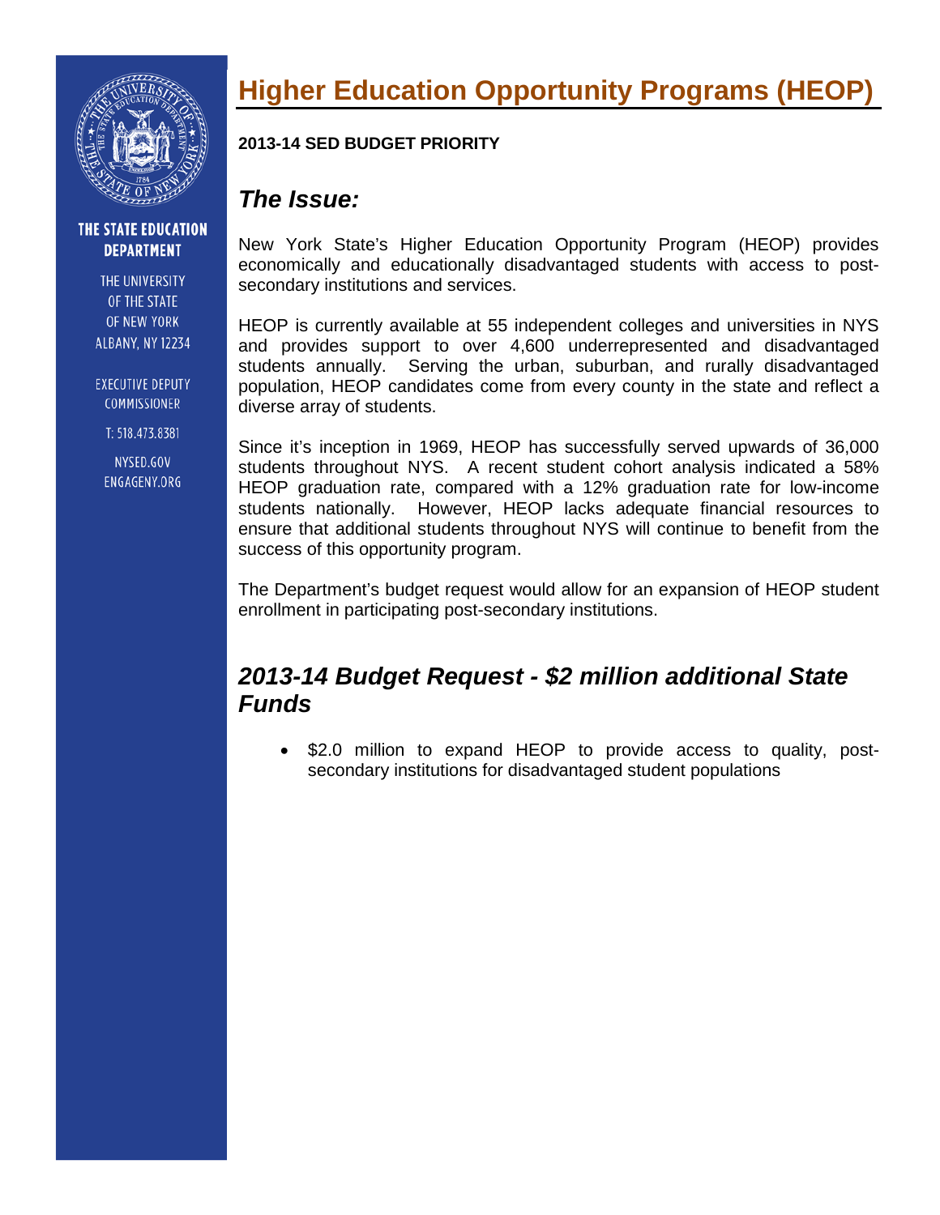THE STATE EDUCATION DEPARTMENT

THE UNIVERSITY OF THE STATE OF NEW YORK
ALBANY, NY 12234

EXECUTIVE DEPUTY COMMISSIONER

T: 518.473.8381

NYSED.GOV
ENGAGENY.ORG

# Higher Education Opportunity Programs (HEOP)

**2013-14 SED BUDGET PRIORITY**

## *The Issue:*

New York State's Higher Education Opportunity Program (HEOP) provides economically and educationally disadvantaged students with access to post-secondary institutions and services.

HEOP is currently available at 55 independent colleges and universities in NYS and provides support to over 4,600 underrepresented and disadvantaged students annually. Serving the urban, suburban, and rurally disadvantaged population, HEOP candidates come from every county in the state and reflect a diverse array of students.

Since it's inception in 1969, HEOP has successfully served upwards of 36,000 students throughout NYS. A recent student cohort analysis indicated a 58% HEOP graduation rate, compared with a 12% graduation rate for low-income students nationally. However, HEOP lacks adequate financial resources to ensure that additional students throughout NYS will continue to benefit from the success of this opportunity program.

The Department's budget request would allow for an expansion of HEOP student enrollment in participating post-secondary institutions.

## *2013-14 Budget Request - $2 million additional State Funds*

- $2.0 million to expand HEOP to provide access to quality, post-secondary institutions for disadvantaged student populations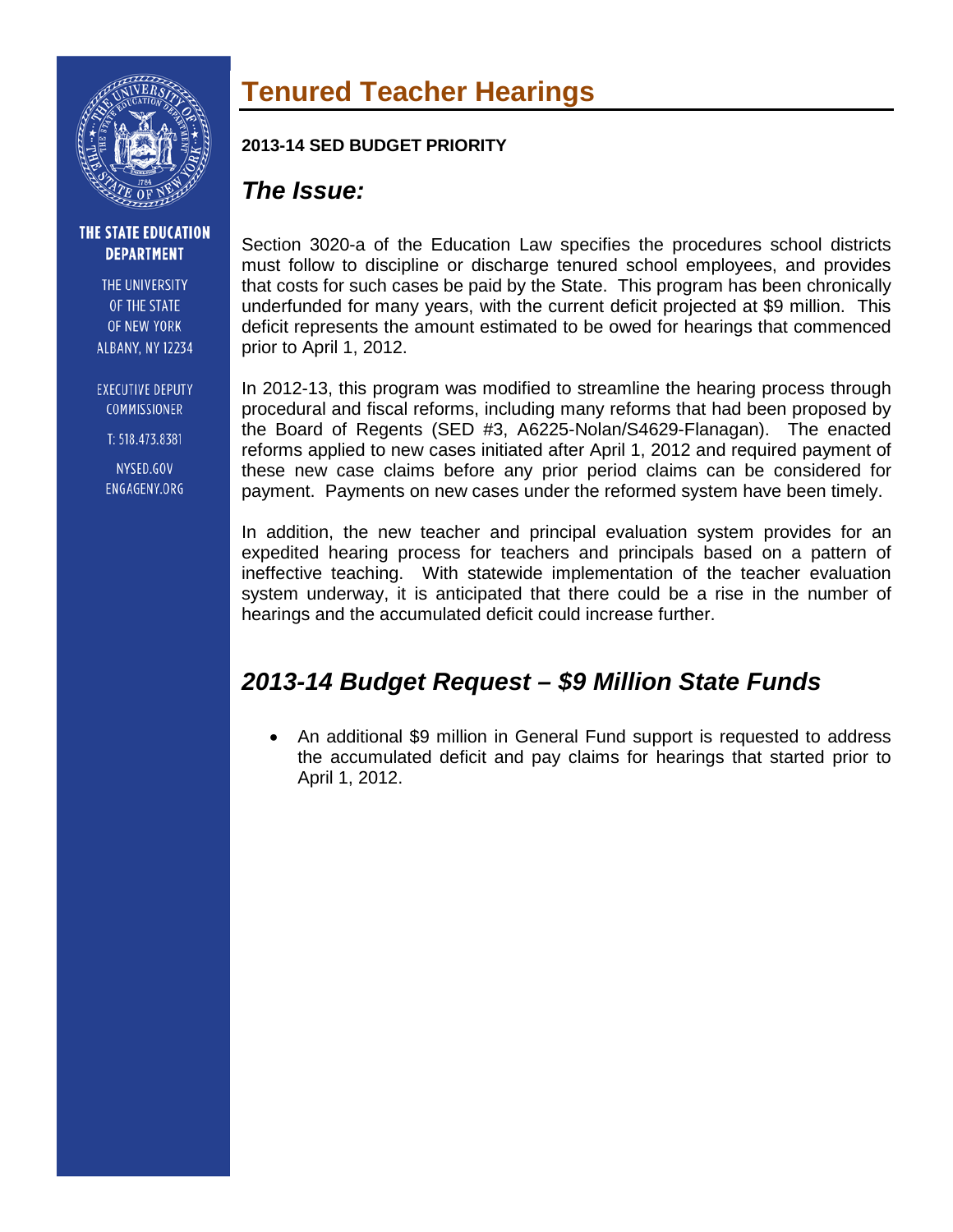THE STATE EDUCATION DEPARTMENT

THE UNIVERSITY OF THE STATE OF NEW YORK
ALBANY, NY 12234

EXECUTIVE DEPUTY COMMISSIONER

T: 518.473.8381

NYSED.GOV
ENGAGENY.ORG

# Tenured Teacher Hearings

**2013-14 SED BUDGET PRIORITY**

## *The Issue:*

Section 3020-a of the Education Law specifies the procedures school districts must follow to discipline or discharge tenured school employees, and provides that costs for such cases be paid by the State. This program has been chronically underfunded for many years, with the current deficit projected at $9 million. This deficit represents the amount estimated to be owed for hearings that commenced prior to April 1, 2012.

In 2012-13, this program was modified to streamline the hearing process through procedural and fiscal reforms, including many reforms that had been proposed by the Board of Regents (SED #3, A6225-Nolan/S4629-Flanagan). The enacted reforms applied to new cases initiated after April 1, 2012 and required payment of these new case claims before any prior period claims can be considered for payment. Payments on new cases under the reformed system have been timely.

In addition, the new teacher and principal evaluation system provides for an expedited hearing process for teachers and principals based on a pattern of ineffective teaching. With statewide implementation of the teacher evaluation system underway, it is anticipated that there could be a rise in the number of hearings and the accumulated deficit could increase further.

## *2013-14 Budget Request – $9 Million State Funds*

- An additional $9 million in General Fund support is requested to address the accumulated deficit and pay claims for hearings that started prior to April 1, 2012.